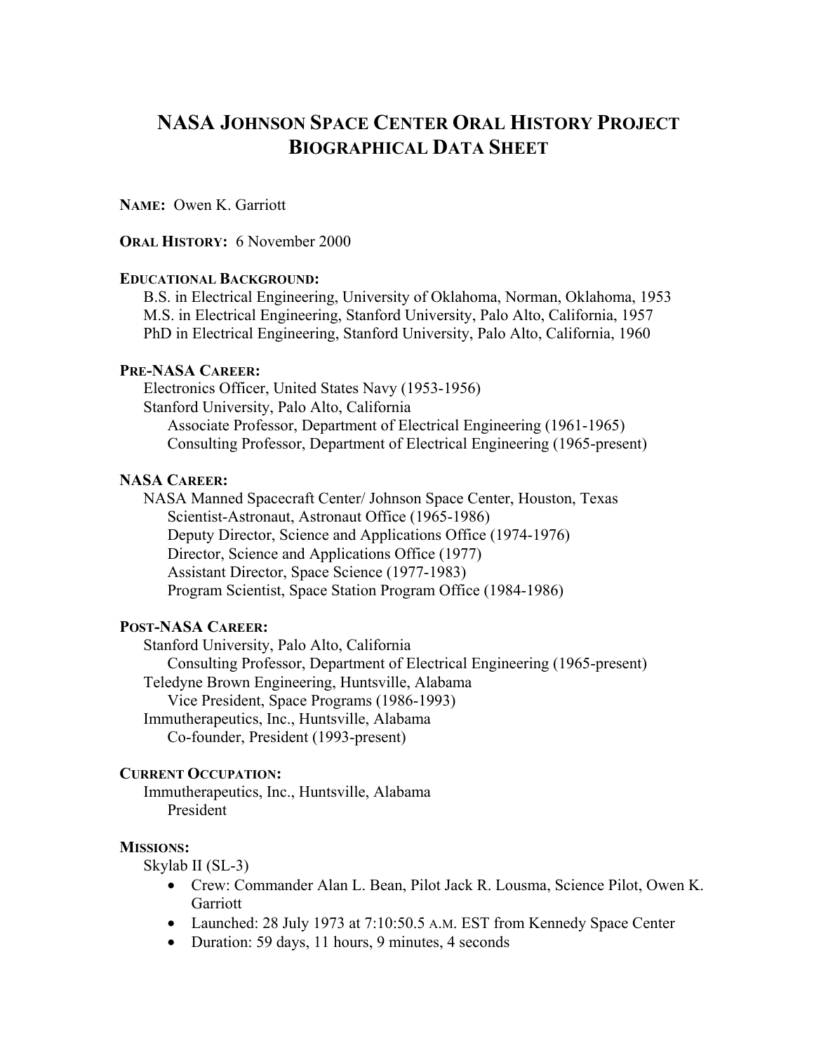# NASA JOHNSON SPACE CENTER ORAL HISTORY PROJECT BIOGRAPHICAL DATA SHEET

**NAME:** Owen K. Garriott

**ORAL HISTORY:** 6 November 2000

**EDUCATIONAL BACKGROUND:**

B.S. in Electrical Engineering, University of Oklahoma, Norman, Oklahoma, 1953
M.S. in Electrical Engineering, Stanford University, Palo Alto, California, 1957
PhD in Electrical Engineering, Stanford University, Palo Alto, California, 1960

**PRE-NASA CAREER:**

Electronics Officer, United States Navy (1953-1956)
Stanford University, Palo Alto, California
- Associate Professor, Department of Electrical Engineering (1961-1965)
- Consulting Professor, Department of Electrical Engineering (1965-present)

**NASA CAREER:**

NASA Manned Spacecraft Center/ Johnson Space Center, Houston, Texas
- Scientist-Astronaut, Astronaut Office (1965-1986)
- Deputy Director, Science and Applications Office (1974-1976)
- Director, Science and Applications Office (1977)
- Assistant Director, Space Science (1977-1983)
- Program Scientist, Space Station Program Office (1984-1986)

**POST-NASA CAREER:**

Stanford University, Palo Alto, California
- Consulting Professor, Department of Electrical Engineering (1965-present)

Teledyne Brown Engineering, Huntsville, Alabama
- Vice President, Space Programs (1986-1993)

Immutherapeutics, Inc., Huntsville, Alabama
- Co-founder, President (1993-present)

**CURRENT OCCUPATION:**

Immutherapeutics, Inc., Huntsville, Alabama
- President

**MISSIONS:**

Skylab II (SL-3)
- Crew: Commander Alan L. Bean, Pilot Jack R. Lousma, Science Pilot, Owen K. Garriott
- Launched: 28 July 1973 at 7:10:50.5 A.M. EST from Kennedy Space Center
- Duration: 59 days, 11 hours, 9 minutes, 4 seconds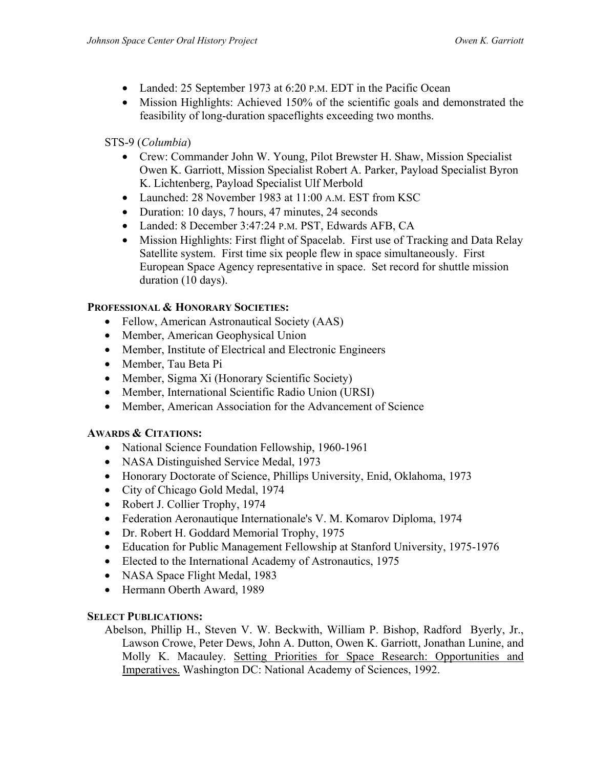- Landed: 25 September 1973 at 6:20 P.M. EDT in the Pacific Ocean
- Mission Highlights: Achieved 150% of the scientific goals and demonstrated the feasibility of long-duration spaceflights exceeding two months.

STS-9 (*Columbia*)

- Crew: Commander John W. Young, Pilot Brewster H. Shaw, Mission Specialist Owen K. Garriott, Mission Specialist Robert A. Parker, Payload Specialist Byron K. Lichtenberg, Payload Specialist Ulf Merbold
- Launched: 28 November 1983 at 11:00 A.M. EST from KSC
- Duration: 10 days, 7 hours, 47 minutes, 24 seconds
- Landed: 8 December 3:47:24 P.M. PST, Edwards AFB, CA
- Mission Highlights: First flight of Spacelab. First use of Tracking and Data Relay Satellite system. First time six people flew in space simultaneously. First European Space Agency representative in space. Set record for shuttle mission duration (10 days).

**PROFESSIONAL & HONORARY SOCIETIES:**

- Fellow, American Astronautical Society (AAS)
- Member, American Geophysical Union
- Member, Institute of Electrical and Electronic Engineers
- Member, Tau Beta Pi
- Member, Sigma Xi (Honorary Scientific Society)
- Member, International Scientific Radio Union (URSI)
- Member, American Association for the Advancement of Science

**AWARDS & CITATIONS:**

- National Science Foundation Fellowship, 1960-1961
- NASA Distinguished Service Medal, 1973
- Honorary Doctorate of Science, Phillips University, Enid, Oklahoma, 1973
- City of Chicago Gold Medal, 1974
- Robert J. Collier Trophy, 1974
- Federation Aeronautique Internationale's V. M. Komarov Diploma, 1974
- Dr. Robert H. Goddard Memorial Trophy, 1975
- Education for Public Management Fellowship at Stanford University, 1975-1976
- Elected to the International Academy of Astronautics, 1975
- NASA Space Flight Medal, 1983
- Hermann Oberth Award, 1989

**SELECT PUBLICATIONS:**

Abelson, Phillip H., Steven V. W. Beckwith, William P. Bishop, Radford Byerly, Jr., Lawson Crowe, Peter Dews, John A. Dutton, Owen K. Garriott, Jonathan Lunine, and Molly K. Macauley. Setting Priorities for Space Research: Opportunities and Imperatives. Washington DC: National Academy of Sciences, 1992.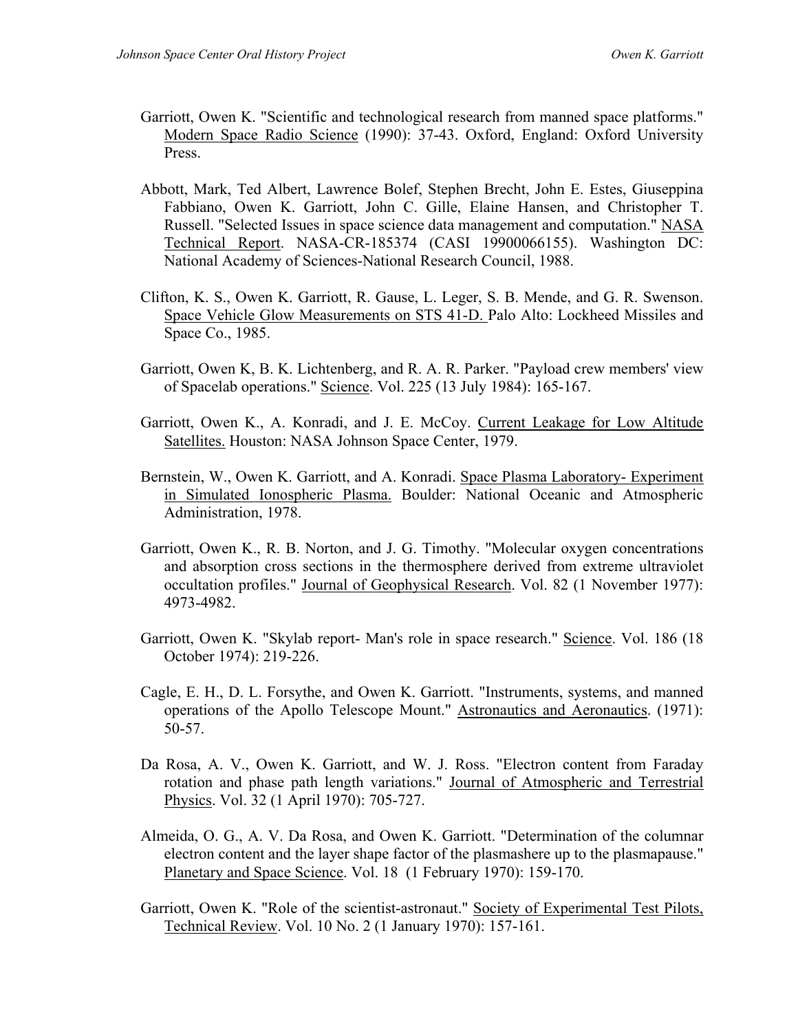Garriott, Owen K. "Scientific and technological research from manned space platforms." Modern Space Radio Science (1990): 37-43. Oxford, England: Oxford University Press.

Abbott, Mark, Ted Albert, Lawrence Bolef, Stephen Brecht, John E. Estes, Giuseppina Fabbiano, Owen K. Garriott, John C. Gille, Elaine Hansen, and Christopher T. Russell. "Selected Issues in space science data management and computation." NASA Technical Report. NASA-CR-185374 (CASI 19900066155). Washington DC: National Academy of Sciences-National Research Council, 1988.

Clifton, K. S., Owen K. Garriott, R. Gause, L. Leger, S. B. Mende, and G. R. Swenson. Space Vehicle Glow Measurements on STS 41-D. Palo Alto: Lockheed Missiles and Space Co., 1985.

Garriott, Owen K, B. K. Lichtenberg, and R. A. R. Parker. "Payload crew members' view of Spacelab operations." Science. Vol. 225 (13 July 1984): 165-167.

Garriott, Owen K., A. Konradi, and J. E. McCoy. Current Leakage for Low Altitude Satellites. Houston: NASA Johnson Space Center, 1979.

Bernstein, W., Owen K. Garriott, and A. Konradi. Space Plasma Laboratory- Experiment in Simulated Ionospheric Plasma. Boulder: National Oceanic and Atmospheric Administration, 1978.

Garriott, Owen K., R. B. Norton, and J. G. Timothy. "Molecular oxygen concentrations and absorption cross sections in the thermosphere derived from extreme ultraviolet occultation profiles." Journal of Geophysical Research. Vol. 82 (1 November 1977): 4973-4982.

Garriott, Owen K. "Skylab report- Man's role in space research." Science. Vol. 186 (18 October 1974): 219-226.

Cagle, E. H., D. L. Forsythe, and Owen K. Garriott. "Instruments, systems, and manned operations of the Apollo Telescope Mount." Astronautics and Aeronautics. (1971): 50-57.

Da Rosa, A. V., Owen K. Garriott, and W. J. Ross. "Electron content from Faraday rotation and phase path length variations." Journal of Atmospheric and Terrestrial Physics. Vol. 32 (1 April 1970): 705-727.

Almeida, O. G., A. V. Da Rosa, and Owen K. Garriott. "Determination of the columnar electron content and the layer shape factor of the plasmashere up to the plasmapause." Planetary and Space Science. Vol. 18 (1 February 1970): 159-170.

Garriott, Owen K. "Role of the scientist-astronaut." Society of Experimental Test Pilots, Technical Review. Vol. 10 No. 2 (1 January 1970): 157-161.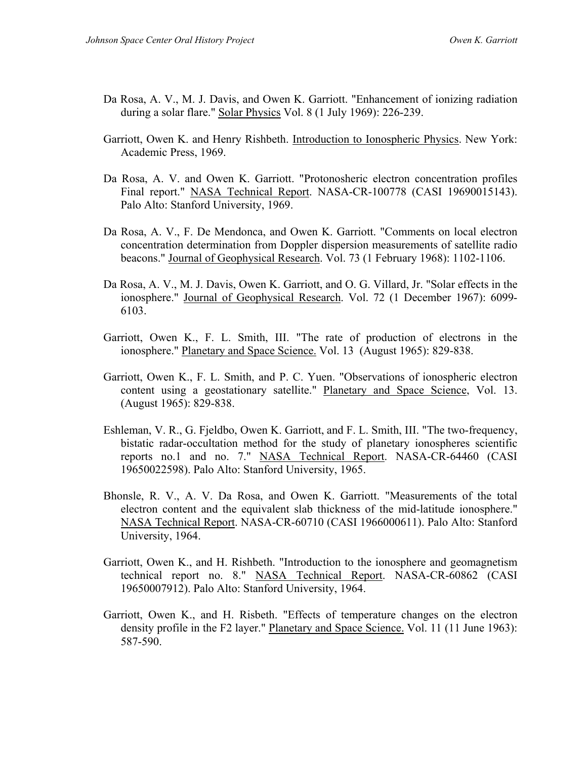Da Rosa, A. V., M. J. Davis, and Owen K. Garriott. "Enhancement of ionizing radiation during a solar flare." Solar Physics Vol. 8 (1 July 1969): 226-239.

Garriott, Owen K. and Henry Rishbeth. Introduction to Ionospheric Physics. New York: Academic Press, 1969.

Da Rosa, A. V. and Owen K. Garriott. "Protonosheric electron concentration profiles Final report." NASA Technical Report. NASA-CR-100778 (CASI 19690015143). Palo Alto: Stanford University, 1969.

Da Rosa, A. V., F. De Mendonca, and Owen K. Garriott. "Comments on local electron concentration determination from Doppler dispersion measurements of satellite radio beacons." Journal of Geophysical Research. Vol. 73 (1 February 1968): 1102-1106.

Da Rosa, A. V., M. J. Davis, Owen K. Garriott, and O. G. Villard, Jr. "Solar effects in the ionosphere." Journal of Geophysical Research. Vol. 72 (1 December 1967): 6099-6103.

Garriott, Owen K., F. L. Smith, III. "The rate of production of electrons in the ionosphere." Planetary and Space Science. Vol. 13 (August 1965): 829-838.

Garriott, Owen K., F. L. Smith, and P. C. Yuen. "Observations of ionospheric electron content using a geostationary satellite." Planetary and Space Science, Vol. 13. (August 1965): 829-838.

Eshleman, V. R., G. Fjeldbo, Owen K. Garriott, and F. L. Smith, III. "The two-frequency, bistatic radar-occultation method for the study of planetary ionospheres scientific reports no.1 and no. 7." NASA Technical Report. NASA-CR-64460 (CASI 19650022598). Palo Alto: Stanford University, 1965.

Bhonsle, R. V., A. V. Da Rosa, and Owen K. Garriott. "Measurements of the total electron content and the equivalent slab thickness of the mid-latitude ionosphere." NASA Technical Report. NASA-CR-60710 (CASI 1966000611). Palo Alto: Stanford University, 1964.

Garriott, Owen K., and H. Rishbeth. "Introduction to the ionosphere and geomagnetism technical report no. 8." NASA Technical Report. NASA-CR-60862 (CASI 19650007912). Palo Alto: Stanford University, 1964.

Garriott, Owen K., and H. Risbeth. "Effects of temperature changes on the electron density profile in the F2 layer." Planetary and Space Science. Vol. 11 (11 June 1963): 587-590.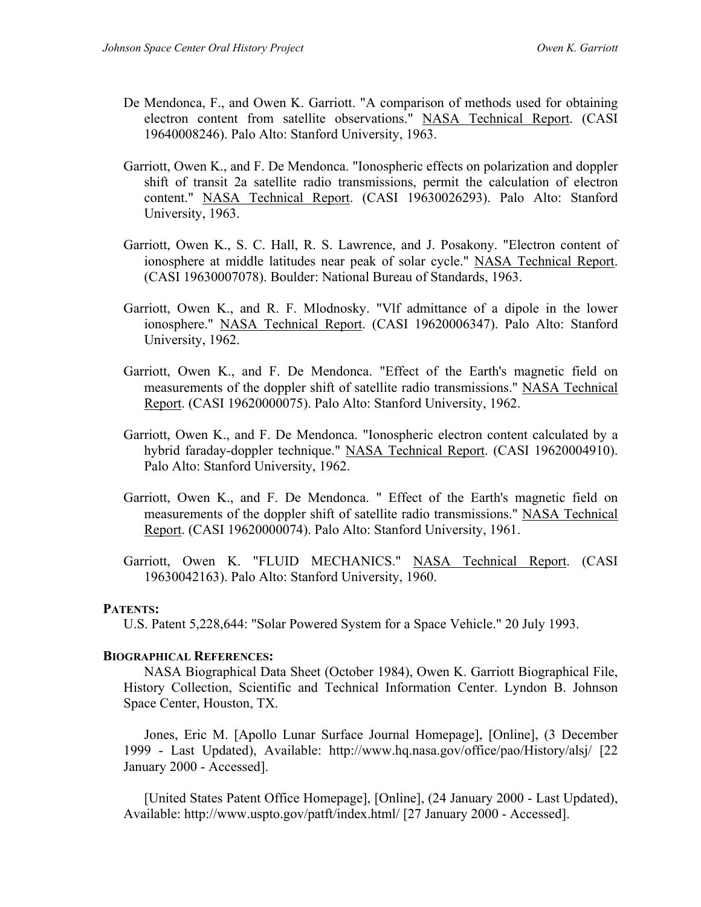De Mendonca, F., and Owen K. Garriott. "A comparison of methods used for obtaining electron content from satellite observations." NASA Technical Report. (CASI 19640008246). Palo Alto: Stanford University, 1963.

Garriott, Owen K., and F. De Mendonca. "Ionospheric effects on polarization and doppler shift of transit 2a satellite radio transmissions, permit the calculation of electron content." NASA Technical Report. (CASI 19630026293). Palo Alto: Stanford University, 1963.

Garriott, Owen K., S. C. Hall, R. S. Lawrence, and J. Posakony. "Electron content of ionosphere at middle latitudes near peak of solar cycle." NASA Technical Report. (CASI 19630007078). Boulder: National Bureau of Standards, 1963.

Garriott, Owen K., and R. F. Mlodnosky. "Vlf admittance of a dipole in the lower ionosphere." NASA Technical Report. (CASI 19620006347). Palo Alto: Stanford University, 1962.

Garriott, Owen K., and F. De Mendonca. "Effect of the Earth's magnetic field on measurements of the doppler shift of satellite radio transmissions." NASA Technical Report. (CASI 19620000075). Palo Alto: Stanford University, 1962.

Garriott, Owen K., and F. De Mendonca. "Ionospheric electron content calculated by a hybrid faraday-doppler technique." NASA Technical Report. (CASI 19620004910). Palo Alto: Stanford University, 1962.

Garriott, Owen K., and F. De Mendonca. " Effect of the Earth's magnetic field on measurements of the doppler shift of satellite radio transmissions." NASA Technical Report. (CASI 19620000074). Palo Alto: Stanford University, 1961.

Garriott, Owen K. "FLUID MECHANICS." NASA Technical Report. (CASI 19630042163). Palo Alto: Stanford University, 1960.

**PATENTS:**

U.S. Patent 5,228,644: "Solar Powered System for a Space Vehicle." 20 July 1993.

**BIOGRAPHICAL REFERENCES:**

NASA Biographical Data Sheet (October 1984), Owen K. Garriott Biographical File, History Collection, Scientific and Technical Information Center. Lyndon B. Johnson Space Center, Houston, TX.

Jones, Eric M. [Apollo Lunar Surface Journal Homepage], [Online], (3 December 1999 - Last Updated), Available: http://www.hq.nasa.gov/office/pao/History/alsj/ [22 January 2000 - Accessed].

[United States Patent Office Homepage], [Online], (24 January 2000 - Last Updated), Available: http://www.uspto.gov/patft/index.html/ [27 January 2000 - Accessed].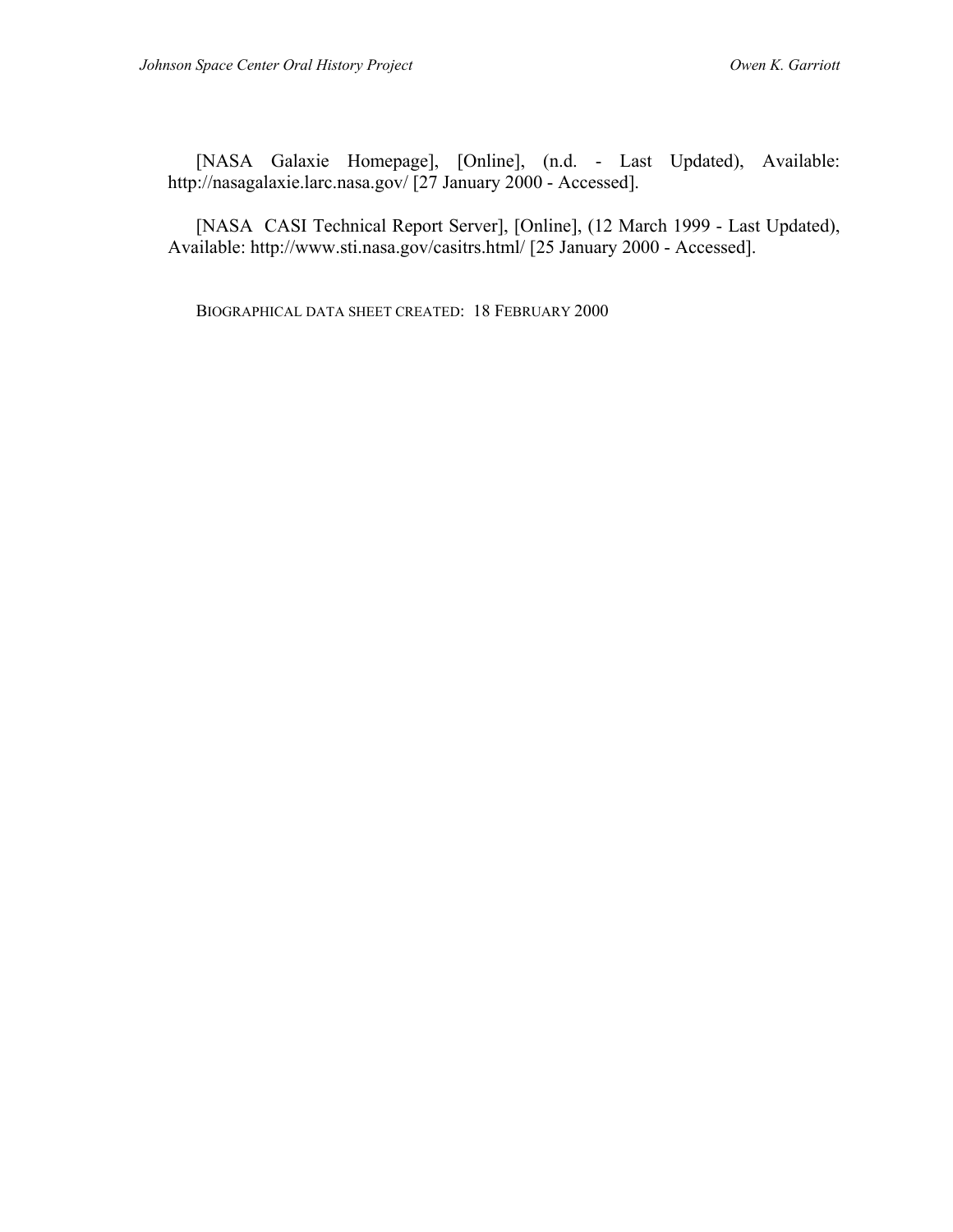[NASA Galaxie Homepage], [Online], (n.d. - Last Updated), Available: http://nasagalaxie.larc.nasa.gov/ [27 January 2000 - Accessed].

[NASA CASI Technical Report Server], [Online], (12 March 1999 - Last Updated), Available: http://www.sti.nasa.gov/casitrs.html/ [25 January 2000 - Accessed].

BIOGRAPHICAL DATA SHEET CREATED: 18 FEBRUARY 2000